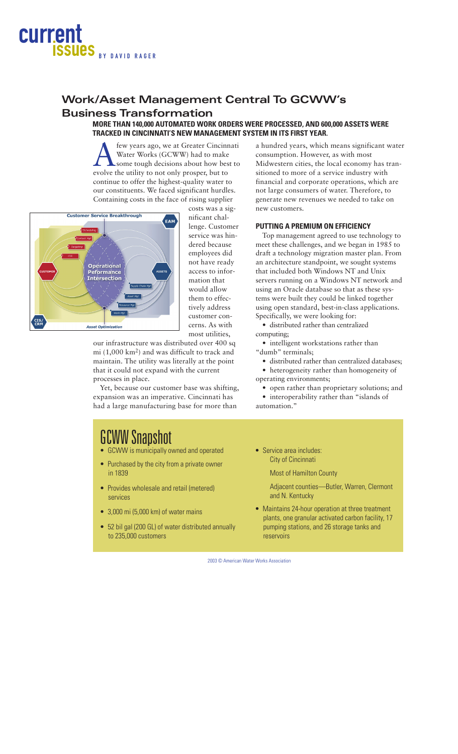# current issues

BY DAVID RAGER

## Work/Asset Management Central To GCWW's Business Transformation

**MORE THAN 140,000 AUTOMATED WORK ORDERS WERE PROCESSED, AND 600,000 ASSETS WERE TRACKED IN CINCINNATI'S NEW MANAGEMENT SYSTEM IN ITS FIRST YEAR.**

A few years ago, we at Greater Cincinnati Water Works (GCWW) had to make some tough decisions about how best to evolve the utility to not only prosper, but to continue to offer the highest-quality water to our constituents. We faced significant hurdles. Containing costs in the face of rising supplier costs was a significant challenge. Customer service was hindered because employees did not have ready access to information that would allow them to effectively address customer concerns. As with most utilities, our infrastructure was distributed over 400 sq mi (1,000 km$^2$) and was difficult to track and maintain. The utility was literally at the point that it could not expand with the current processes in place.

Yet, because our customer base was shifting, expansion was an imperative. Cincinnati has had a large manufacturing base for more than a hundred years, which means significant water consumption. However, as with most Midwestern cities, the local economy has transitioned to more of a service industry with financial and corporate operations, which are not large consumers of water. Therefore, to generate new revenues we needed to take on new customers.

### PUTTING A PREMIUM ON EFFICIENCY

Top management agreed to use technology to meet these challenges, and we began in 1985 to draft a technology migration master plan. From an architecture standpoint, we sought systems that included both Windows NT and Unix servers running on a Windows NT network and using an Oracle database so that as these systems were built they could be linked together using open standard, best-in-class applications. Specifically, we were looking for:

- distributed rather than centralized computing;
- intelligent workstations rather than "dumb" terminals;
- distributed rather than centralized databases;
- heterogeneity rather than homogeneity of operating environments;
- open rather than proprietary solutions; and
- interoperability rather than "islands of automation."

## GCWW Snapshot

- GCWW is municipally owned and operated
- Purchased by the city from a private owner in 1839
- Provides wholesale and retail (metered) services
- 3,000 mi (5,000 km) of water mains
- 52 bil gal (200 GL) of water distributed annually to 235,000 customers
- Service area includes:
  - City of Cincinnati
  - Most of Hamilton County
  - Adjacent counties—Butler, Warren, Clermont and N. Kentucky
- Maintains 24-hour operation at three treatment plants, one granular activated carbon facility, 17 pumping stations, and 26 storage tanks and reservoirs

2003 © American Water Works Association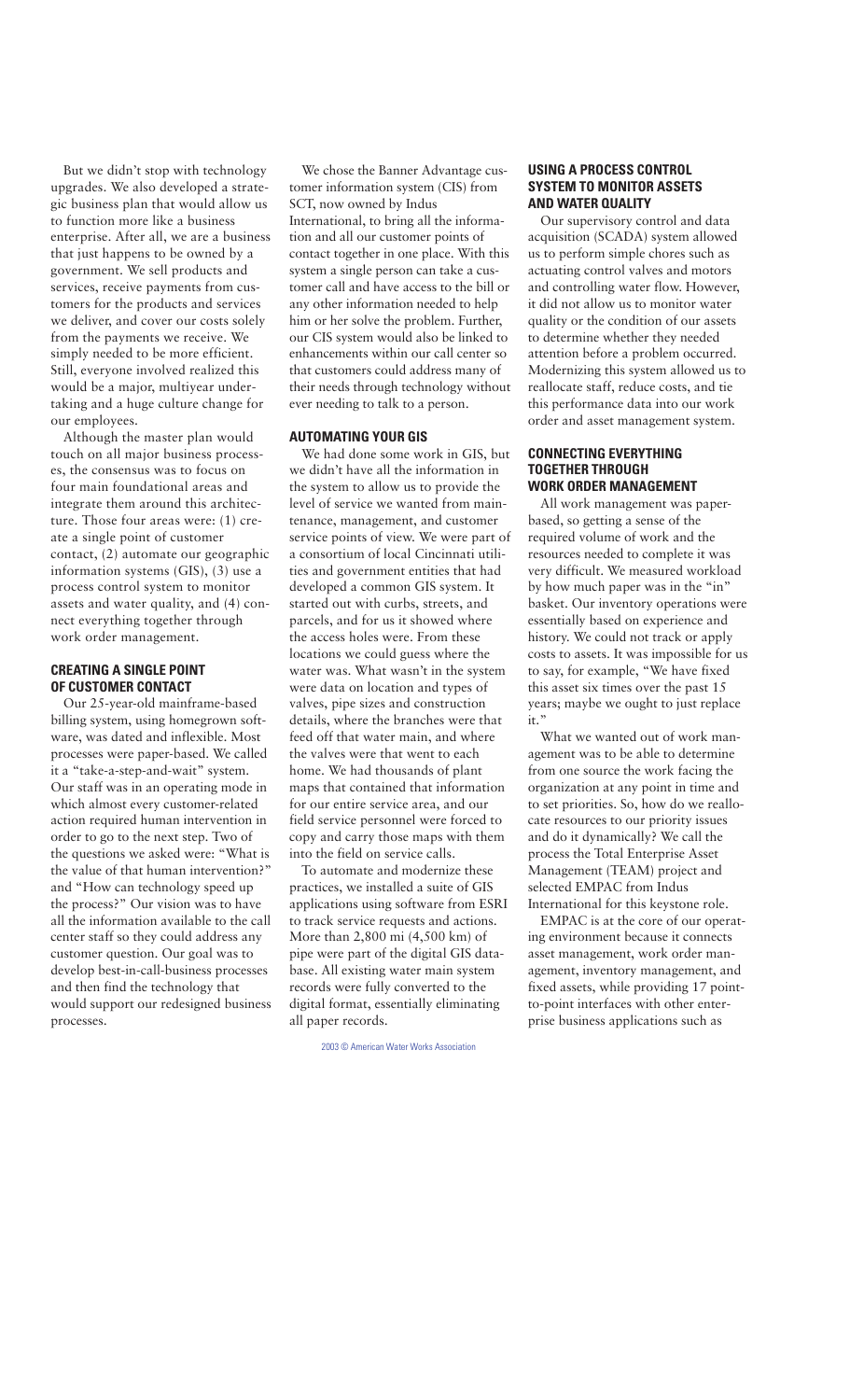But we didn't stop with technology upgrades. We also developed a strategic business plan that would allow us to function more like a business enterprise. After all, we are a business that just happens to be owned by a government. We sell products and services, receive payments from customers for the products and services we deliver, and cover our costs solely from the payments we receive. We simply needed to be more efficient. Still, everyone involved realized this would be a major, multiyear undertaking and a huge culture change for our employees.

Although the master plan would touch on all major business processes, the consensus was to focus on four main foundational areas and integrate them around this architecture. Those four areas were: (1) create a single point of customer contact, (2) automate our geographic information systems (GIS), (3) use a process control system to monitor assets and water quality, and (4) connect everything together through work order management.

### CREATING A SINGLE POINT OF CUSTOMER CONTACT

Our 25-year-old mainframe-based billing system, using homegrown software, was dated and inflexible. Most processes were paper-based. We called it a "take-a-step-and-wait" system. Our staff was in an operating mode in which almost every customer-related action required human intervention in order to go to the next step. Two of the questions we asked were: "What is the value of that human intervention?" and "How can technology speed up the process?" Our vision was to have all the information available to the call center staff so they could address any customer question. Our goal was to develop best-in-call-business processes and then find the technology that would support our redesigned business processes.

We chose the Banner Advantage customer information system (CIS) from SCT, now owned by Indus International, to bring all the information and all our customer points of contact together in one place. With this system a single person can take a customer call and have access to the bill or any other information needed to help him or her solve the problem. Further, our CIS system would also be linked to enhancements within our call center so that customers could address many of their needs through technology without ever needing to talk to a person.

### AUTOMATING YOUR GIS

We had done some work in GIS, but we didn't have all the information in the system to allow us to provide the level of service we wanted from maintenance, management, and customer service points of view. We were part of a consortium of local Cincinnati utilities and government entities that had developed a common GIS system. It started out with curbs, streets, and parcels, and for us it showed where the access holes were. From these locations we could guess where the water was. What wasn't in the system were data on location and types of valves, pipe sizes and construction details, where the branches were that feed off that water main, and where the valves were that went to each home. We had thousands of plant maps that contained that information for our entire service area, and our field service personnel were forced to copy and carry those maps with them into the field on service calls.

To automate and modernize these practices, we installed a suite of GIS applications using software from ESRI to track service requests and actions. More than 2,800 mi (4,500 km) of pipe were part of the digital GIS database. All existing water main system records were fully converted to the digital format, essentially eliminating all paper records.

### USING A PROCESS CONTROL SYSTEM TO MONITOR ASSETS AND WATER QUALITY

Our supervisory control and data acquisition (SCADA) system allowed us to perform simple chores such as actuating control valves and motors and controlling water flow. However, it did not allow us to monitor water quality or the condition of our assets to determine whether they needed attention before a problem occurred. Modernizing this system allowed us to reallocate staff, reduce costs, and tie this performance data into our work order and asset management system.

### CONNECTING EVERYTHING TOGETHER THROUGH WORK ORDER MANAGEMENT

All work management was paper-based, so getting a sense of the required volume of work and the resources needed to complete it was very difficult. We measured workload by how much paper was in the "in" basket. Our inventory operations were essentially based on experience and history. We could not track or apply costs to assets. It was impossible for us to say, for example, "We have fixed this asset six times over the past 15 years; maybe we ought to just replace it."

What we wanted out of work management was to be able to determine from one source the work facing the organization at any point in time and to set priorities. So, how do we reallocate resources to our priority issues and do it dynamically? We call the process the Total Enterprise Asset Management (TEAM) project and selected EMPAC from Indus International for this keystone role.

EMPAC is at the core of our operating environment because it connects asset management, work order management, inventory management, and fixed assets, while providing 17 point-to-point interfaces with other enterprise business applications such as

2003 © American Water Works Association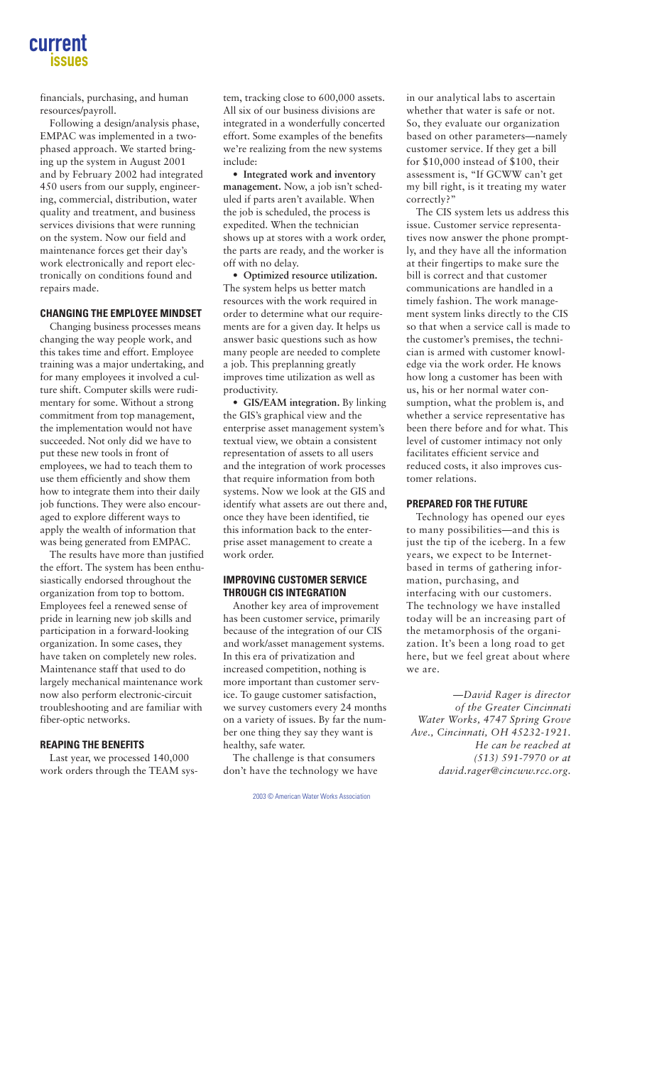financials, purchasing, and human resources/payroll.

Following a design/analysis phase, EMPAC was implemented in a two-phased approach. We started bringing up the system in August 2001 and by February 2002 had integrated 450 users from our supply, engineering, commercial, distribution, water quality and treatment, and business services divisions that were running on the system. Now our field and maintenance forces get their day's work electronically and report electronically on conditions found and repairs made.

## CHANGING THE EMPLOYEE MINDSET

Changing business processes means changing the way people work, and this takes time and effort. Employee training was a major undertaking, and for many employees it involved a culture shift. Computer skills were rudimentary for some. Without a strong commitment from top management, the implementation would not have succeeded. Not only did we have to put these new tools in front of employees, we had to teach them to use them efficiently and show them how to integrate them into their daily job functions. They were also encouraged to explore different ways to apply the wealth of information that was being generated from EMPAC.

The results have more than justified the effort. The system has been enthusiastically endorsed throughout the organization from top to bottom. Employees feel a renewed sense of pride in learning new job skills and participation in a forward-looking organization. In some cases, they have taken on completely new roles. Maintenance staff that used to do largely mechanical maintenance work now also perform electronic-circuit troubleshooting and are familiar with fiber-optic networks.

## REAPING THE BENEFITS

Last year, we processed 140,000 work orders through the TEAM system, tracking close to 600,000 assets. All six of our business divisions are integrated in a wonderfully concerted effort. Some examples of the benefits we're realizing from the new systems include:

- **Integrated work and inventory management.** Now, a job isn't scheduled if parts aren't available. When the job is scheduled, the process is expedited. When the technician shows up at stores with a work order, the parts are ready, and the worker is off with no delay.
- **Optimized resource utilization.** The system helps us better match resources with the work required in order to determine what our requirements are for a given day. It helps us answer basic questions such as how many people are needed to complete a job. This preplanning greatly improves time utilization as well as productivity.
- **GIS/EAM integration.** By linking the GIS's graphical view and the enterprise asset management system's textual view, we obtain a consistent representation of assets to all users and the integration of work processes that require information from both systems. Now we look at the GIS and identify what assets are out there and, once they have been identified, tie this information back to the enterprise asset management to create a work order.

## IMPROVING CUSTOMER SERVICE THROUGH CIS INTEGRATION

Another key area of improvement has been customer service, primarily because of the integration of our CIS and work/asset management systems. In this era of privatization and increased competition, nothing is more important than customer service. To gauge customer satisfaction, we survey customers every 24 months on a variety of issues. By far the number one thing they say they want is healthy, safe water.

The challenge is that consumers don't have the technology we have in our analytical labs to ascertain whether that water is safe or not. So, they evaluate our organization based on other parameters—namely customer service. If they get a bill for $10,000 instead of $100, their assessment is, "If GCWW can't get my bill right, is it treating my water correctly?"

The CIS system lets us address this issue. Customer service representatives now answer the phone promptly, and they have all the information at their fingertips to make sure the bill is correct and that customer communications are handled in a timely fashion. The work management system links directly to the CIS so that when a service call is made to the customer's premises, the technician is armed with customer knowledge via the work order. He knows how long a customer has been with us, his or her normal water consumption, what the problem is, and whether a service representative has been there before and for what. This level of customer intimacy not only facilitates efficient service and reduced costs, it also improves customer relations.

## PREPARED FOR THE FUTURE

Technology has opened our eyes to many possibilities—and this is just the tip of the iceberg. In a few years, we expect to be Internet-based in terms of gathering information, purchasing, and interfacing with our customers. The technology we have installed today will be an increasing part of the metamorphosis of the organization. It's been a long road to get here, but we feel great about where we are.

*—David Rager is director of the Greater Cincinnati Water Works, 4747 Spring Grove Ave., Cincinnati, OH 45232-1921. He can be reached at (513) 591-7970 or at david.rager@cincww.rcc.org.*

2003 © American Water Works Association